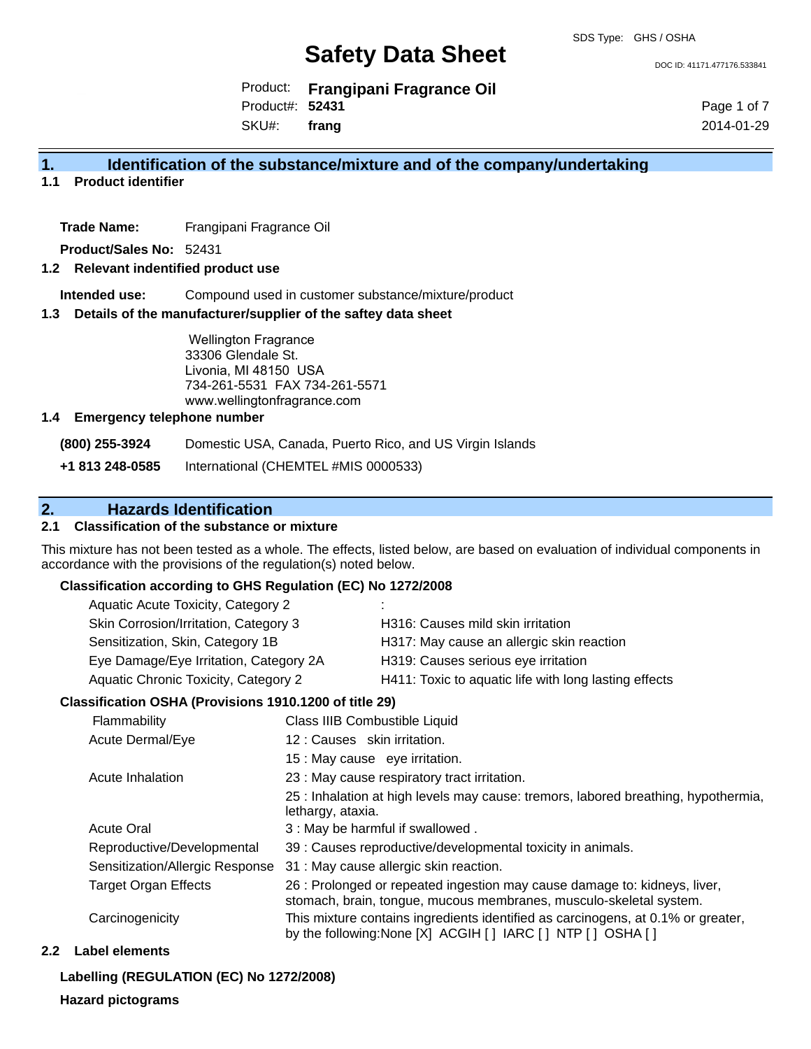SDS Type: GHS / OSHA

# Safety Data Sheet

DOC ID: 41171.477176.533841

Product: **Frangipani Fragrance Oil**
Product#: **52431**
SKU#: **frang**

2014-01-29

## 1. Identification of the substance/mixture and of the company/undertaking

### 1.1 Product identifier

**Trade Name:** Frangipani Fragrance Oil

**Product/Sales No:** 52431

### 1.2 Relevant indentified product use

**Intended use:** Compound used in customer substance/mixture/product

### 1.3 Details of the manufacturer/supplier of the saftey data sheet

Wellington Fragrance
33306 Glendale St.
Livonia, MI 48150 USA
734-261-5531 FAX 734-261-5571
www.wellingtonfragrance.com

### 1.4 Emergency telephone number

| | |
|---|---|
| **(800) 255-3924** | Domestic USA, Canada, Puerto Rico, and US Virgin Islands |
| **+1 813 248-0585** | International (CHEMTEL #MIS 0000533) |

## 2. Hazards Identification

### 2.1 Classification of the substance or mixture

This mixture has not been tested as a whole. The effects, listed below, are based on evaluation of individual components in accordance with the provisions of the regulation(s) noted below.

**Classification according to GHS Regulation (EC) No 1272/2008**

| | |
|---|---|
| Aquatic Acute Toxicity, Category 2 | : |
| Skin Corrosion/Irritation, Category 3 | H316: Causes mild skin irritation |
| Sensitization, Skin, Category 1B | H317: May cause an allergic skin reaction |
| Eye Damage/Eye Irritation, Category 2A | H319: Causes serious eye irritation |
| Aquatic Chronic Toxicity, Category 2 | H411: Toxic to aquatic life with long lasting effects |

**Classification OSHA (Provisions 1910.1200 of title 29)**

| | |
|---|---|
| Flammability | Class IIIB Combustible Liquid |
| Acute Dermal/Eye | 12 : Causes skin irritation. |
| | 15 : May cause eye irritation. |
| Acute Inhalation | 23 : May cause respiratory tract irritation. |
| | 25 : Inhalation at high levels may cause: tremors, labored breathing, hypothermia, lethargy, ataxia. |
| Acute Oral | 3 : May be harmful if swallowed . |
| Reproductive/Developmental | 39 : Causes reproductive/developmental toxicity in animals. |
| Sensitization/Allergic Response | 31 : May cause allergic skin reaction. |
| Target Organ Effects | 26 : Prolonged or repeated ingestion may cause damage to: kidneys, liver, stomach, brain, tongue, mucous membranes, musculo-skeletal system. |
| Carcinogenicity | This mixture contains ingredients identified as carcinogens, at 0.1% or greater, by the following:None [X] ACGIH [ ] IARC [ ] NTP [ ] OSHA [ ] |

### 2.2 Label elements

**Labelling (REGULATION (EC) No 1272/2008)**

**Hazard pictograms**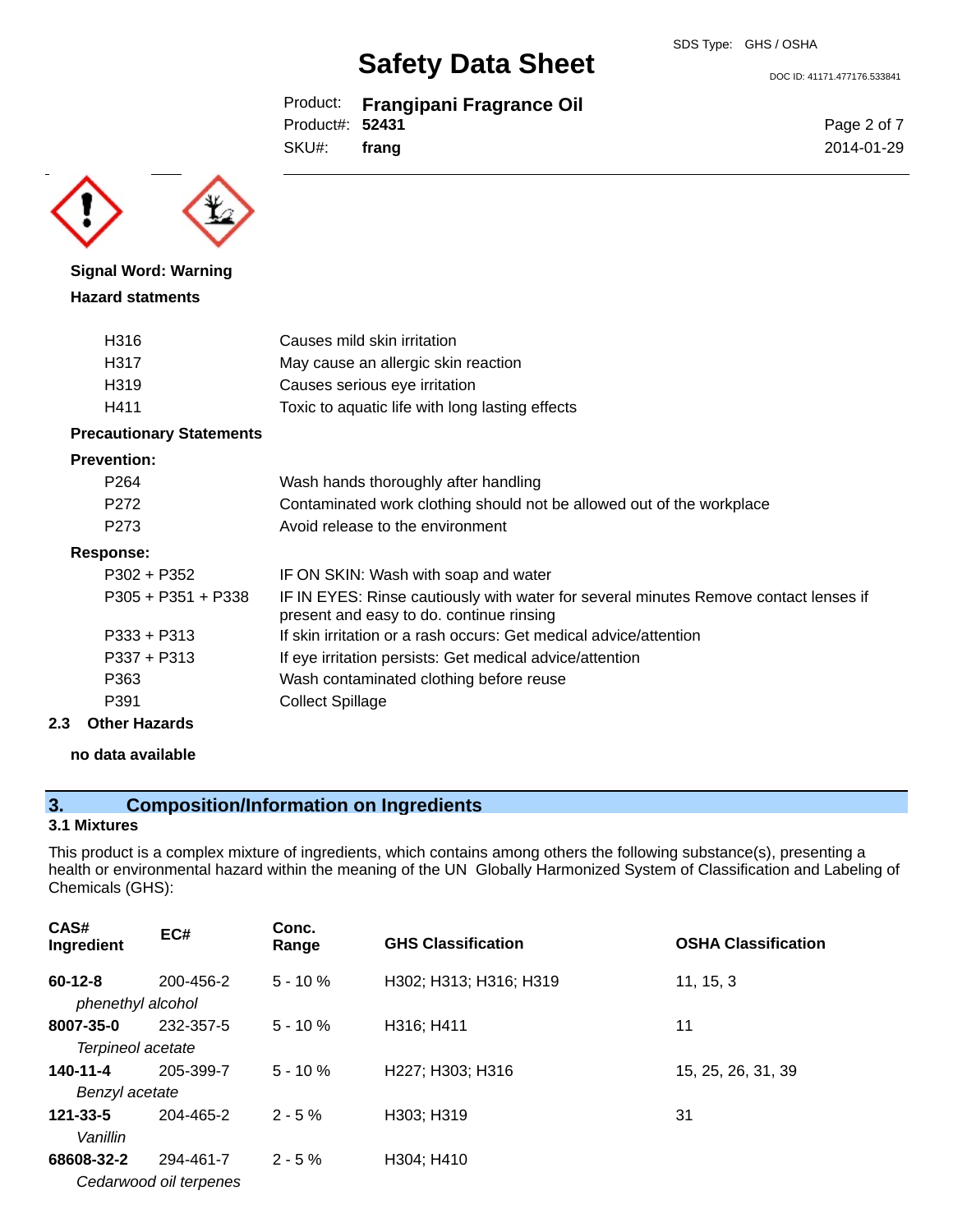**Signal Word: Warning**

**Hazard statments**

| | |
|---|---|
| H316 | Causes mild skin irritation |
| H317 | May cause an allergic skin reaction |
| H319 | Causes serious eye irritation |
| H411 | Toxic to aquatic life with long lasting effects |

**Precautionary Statements**

**Prevention:**

| | |
|---|---|
| P264 | Wash hands thoroughly after handling |
| P272 | Contaminated work clothing should not be allowed out of the workplace |
| P273 | Avoid release to the environment |

**Response:**

| | |
|---|---|
| P302 + P352 | IF ON SKIN: Wash with soap and water |
| P305 + P351 + P338 | IF IN EYES: Rinse cautiously with water for several minutes Remove contact lenses if present and easy to do. continue rinsing |
| P333 + P313 | If skin irritation or a rash occurs: Get medical advice/attention |
| P337 + P313 | If eye irritation persists: Get medical advice/attention |
| P363 | Wash contaminated clothing before reuse |
| P391 | Collect Spillage |

**2.3 Other Hazards**

**no data available**

## 3. Composition/Information on Ingredients

### 3.1 Mixtures

This product is a complex mixture of ingredients, which contains among others the following substance(s), presenting a health or environmental hazard within the meaning of the UN Globally Harmonized System of Classification and Labeling of Chemicals (GHS):

| CAS# Ingredient | EC# | Conc. Range | GHS Classification | OSHA Classification |
|---|---|---|---|---|
| **60-12-8** *phenethyl alcohol* | 200-456-2 | 5 - 10 % | H302; H313; H316; H319 | 11, 15, 3 |
| **8007-35-0** *Terpineol acetate* | 232-357-5 | 5 - 10 % | H316; H411 | 11 |
| **140-11-4** *Benzyl acetate* | 205-399-7 | 5 - 10 % | H227; H303; H316 | 15, 25, 26, 31, 39 |
| **121-33-5** *Vanillin* | 204-465-2 | 2 - 5 % | H303; H319 | 31 |
| **68608-32-2** *Cedarwood oil terpenes* | 294-461-7 | 2 - 5 % | H304; H410 | |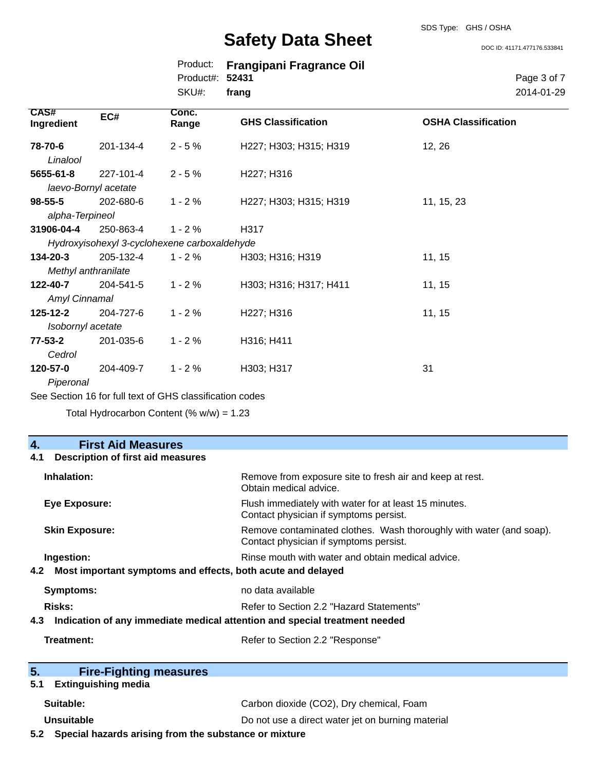| CAS# Ingredient | EC# | Conc. Range | GHS Classification | OSHA Classification |
|---|---|---|---|---|
| **78-70-6** *Linalool* | 201-134-4 | 2 - 5 % | H227; H303; H315; H319 | 12, 26 |
| **5655-61-8** *laevo-Bornyl acetate* | 227-101-4 | 2 - 5 % | H227; H316 | |
| **98-55-5** *alpha-Terpineol* | 202-680-6 | 1 - 2 % | H227; H303; H315; H319 | 11, 15, 23 |
| **31906-04-4** *Hydroxyisohexyl 3-cyclohexene carboxaldehyde* | 250-863-4 | 1 - 2 % | H317 | |
| **134-20-3** *Methyl anthranilate* | 205-132-4 | 1 - 2 % | H303; H316; H319 | 11, 15 |
| **122-40-7** *Amyl Cinnamal* | 204-541-5 | 1 - 2 % | H303; H316; H317; H411 | 11, 15 |
| **125-12-2** *Isobornyl acetate* | 204-727-6 | 1 - 2 % | H227; H316 | 11, 15 |
| **77-53-2** *Cedrol* | 201-035-6 | 1 - 2 % | H316; H411 | |
| **120-57-0** *Piperonal* | 204-409-7 | 1 - 2 % | H303; H317 | 31 |

See Section 16 for full text of GHS classification codes

Total Hydrocarbon Content (% w/w) = 1.23

## 4. First Aid Measures

### 4.1 Description of first aid measures

**Inhalation:** Remove from exposure site to fresh air and keep at rest. Obtain medical advice.

**Eye Exposure:** Flush immediately with water for at least 15 minutes. Contact physician if symptoms persist.

**Skin Exposure:** Remove contaminated clothes. Wash thoroughly with water (and soap). Contact physician if symptoms persist.

**Ingestion:** Rinse mouth with water and obtain medical advice.

### 4.2 Most important symptoms and effects, both acute and delayed

**Symptoms:** no data available

**Risks:** Refer to Section 2.2 "Hazard Statements"

### 4.3 Indication of any immediate medical attention and special treatment needed

**Treatment:** Refer to Section 2.2 "Response"

## 5. Fire-Fighting measures

### 5.1 Extinguishing media

**Suitable:** Carbon dioxide (CO2), Dry chemical, Foam

**Unsuitable** Do not use a direct water jet on burning material

### 5.2 Special hazards arising from the substance or mixture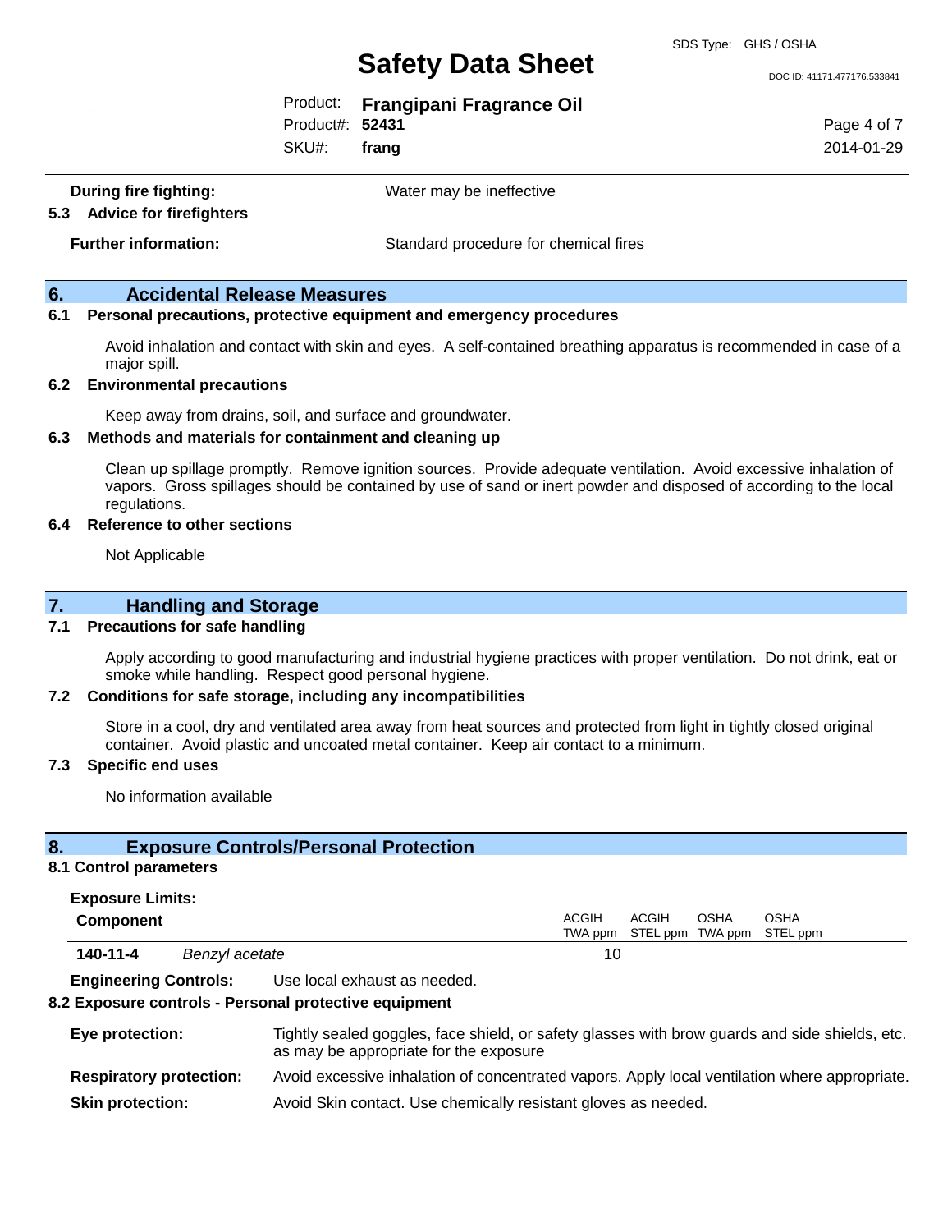**During fire fighting:** Water may be ineffective

**5.3 Advice for firefighters**

**Further information:** Standard procedure for chemical fires

## 6. Accidental Release Measures

### 6.1 Personal precautions, protective equipment and emergency procedures

Avoid inhalation and contact with skin and eyes. A self-contained breathing apparatus is recommended in case of a major spill.

### 6.2 Environmental precautions

Keep away from drains, soil, and surface and groundwater.

### 6.3 Methods and materials for containment and cleaning up

Clean up spillage promptly. Remove ignition sources. Provide adequate ventilation. Avoid excessive inhalation of vapors. Gross spillages should be contained by use of sand or inert powder and disposed of according to the local regulations.

### 6.4 Reference to other sections

Not Applicable

## 7. Handling and Storage

### 7.1 Precautions for safe handling

Apply according to good manufacturing and industrial hygiene practices with proper ventilation. Do not drink, eat or smoke while handling. Respect good personal hygiene.

### 7.2 Conditions for safe storage, including any incompatibilities

Store in a cool, dry and ventilated area away from heat sources and protected from light in tightly closed original container. Avoid plastic and uncoated metal container. Keep air contact to a minimum.

### 7.3 Specific end uses

No information available

## 8. Exposure Controls/Personal Protection

### 8.1 Control parameters

**Exposure Limits:**

| Component | | ACGIH TWA ppm | ACGIH STEL ppm | OSHA TWA ppm | OSHA STEL ppm |
|---|---|---|---|---|---|
| 140-11-4 | *Benzyl acetate* | 10 | | | |

**Engineering Controls:** Use local exhaust as needed.

### 8.2 Exposure controls - Personal protective equipment

**Eye protection:** Tightly sealed goggles, face shield, or safety glasses with brow guards and side shields, etc. as may be appropriate for the exposure

**Respiratory protection:** Avoid excessive inhalation of concentrated vapors. Apply local ventilation where appropriate.

**Skin protection:** Avoid Skin contact. Use chemically resistant gloves as needed.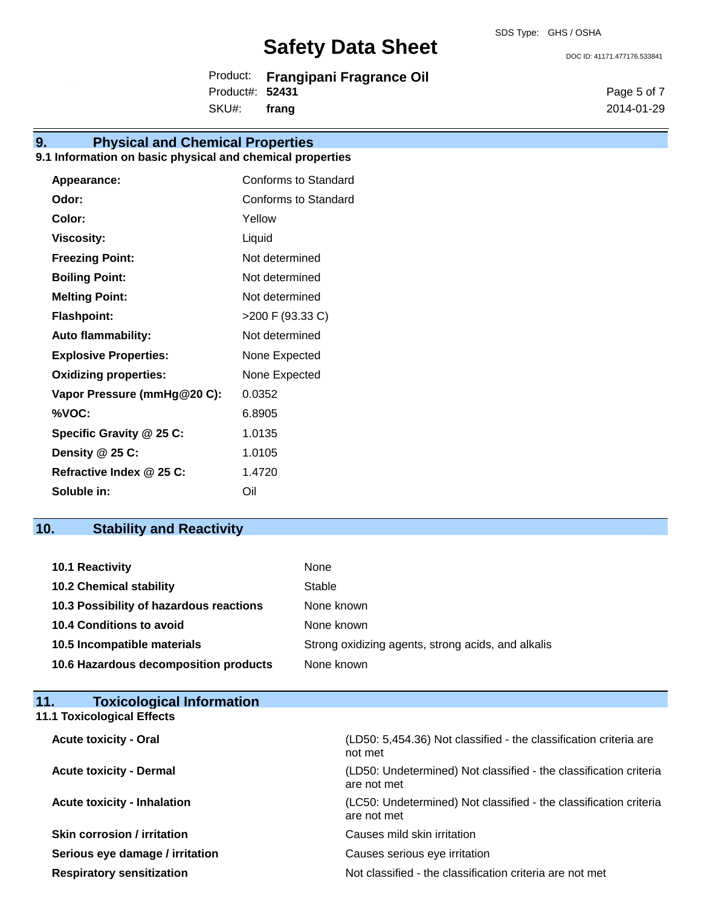## 9. Physical and Chemical Properties

### 9.1 Information on basic physical and chemical properties

| | |
|---|---|
| **Appearance:** | Conforms to Standard |
| **Odor:** | Conforms to Standard |
| **Color:** | Yellow |
| **Viscosity:** | Liquid |
| **Freezing Point:** | Not determined |
| **Boiling Point:** | Not determined |
| **Melting Point:** | Not determined |
| **Flashpoint:** | >200 F (93.33 C) |
| **Auto flammability:** | Not determined |
| **Explosive Properties:** | None Expected |
| **Oxidizing properties:** | None Expected |
| **Vapor Pressure (mmHg@20 C):** | 0.0352 |
| **%VOC:** | 6.8905 |
| **Specific Gravity @ 25 C:** | 1.0135 |
| **Density @ 25 C:** | 1.0105 |
| **Refractive Index @ 25 C:** | 1.4720 |
| **Soluble in:** | Oil |

## 10. Stability and Reactivity

| | |
|---|---|
| **10.1 Reactivity** | None |
| **10.2 Chemical stability** | Stable |
| **10.3 Possibility of hazardous reactions** | None known |
| **10.4 Conditions to avoid** | None known |
| **10.5 Incompatible materials** | Strong oxidizing agents, strong acids, and alkalis |
| **10.6 Hazardous decomposition products** | None known |

## 11. Toxicological Information

### 11.1 Toxicological Effects

| | |
|---|---|
| **Acute toxicity - Oral** | (LD50: 5,454.36) Not classified - the classification criteria are not met |
| **Acute toxicity - Dermal** | (LD50: Undetermined) Not classified - the classification criteria are not met |
| **Acute toxicity - Inhalation** | (LC50: Undetermined) Not classified - the classification criteria are not met |
| **Skin corrosion / irritation** | Causes mild skin irritation |
| **Serious eye damage / irritation** | Causes serious eye irritation |
| **Respiratory sensitization** | Not classified - the classification criteria are not met |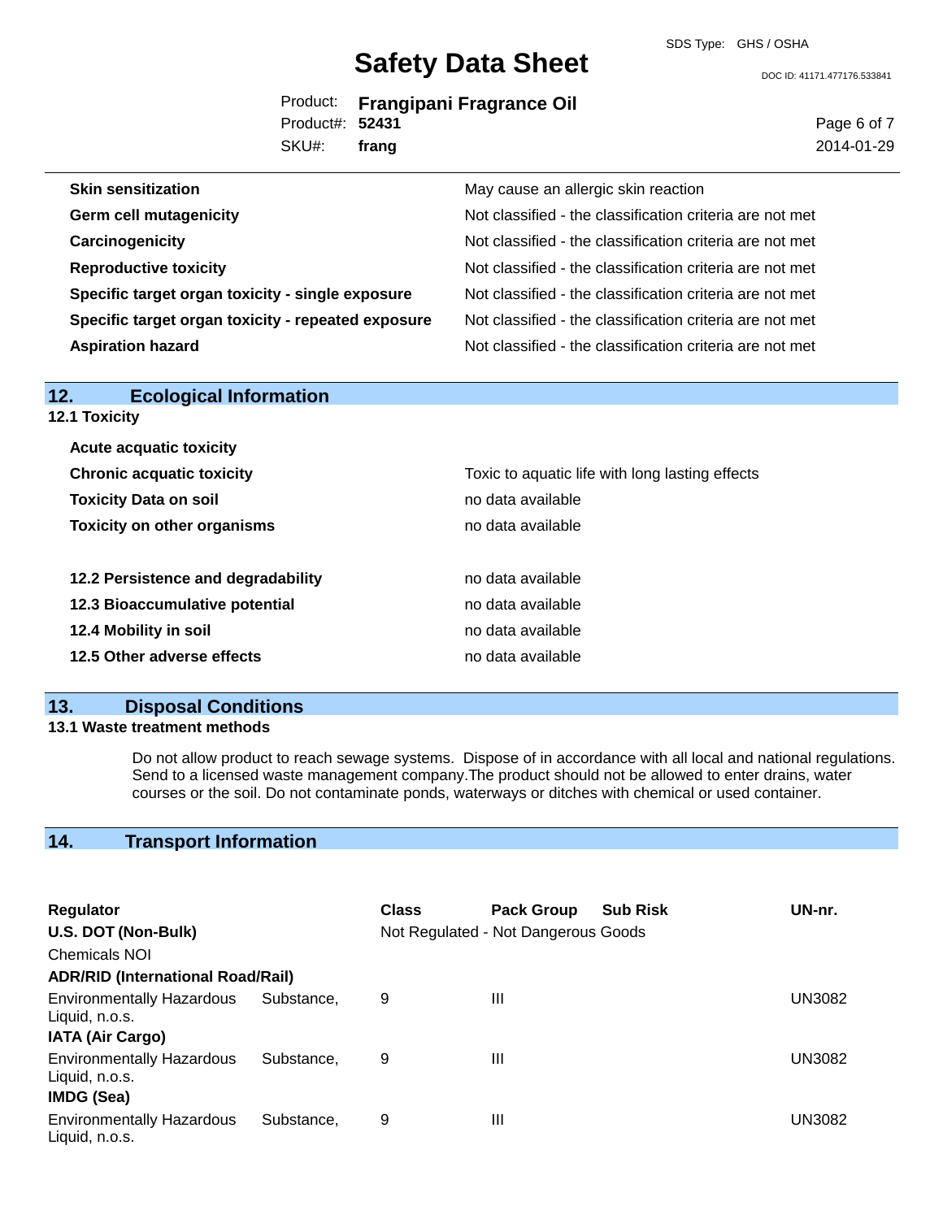| | |
|---|---|
| **Skin sensitization** | May cause an allergic skin reaction |
| **Germ cell mutagenicity** | Not classified - the classification criteria are not met |
| **Carcinogenicity** | Not classified - the classification criteria are not met |
| **Reproductive toxicity** | Not classified - the classification criteria are not met |
| **Specific target organ toxicity - single exposure** | Not classified - the classification criteria are not met |
| **Specific target organ toxicity - repeated exposure** | Not classified - the classification criteria are not met |
| **Aspiration hazard** | Not classified - the classification criteria are not met |

## 12. Ecological Information

### 12.1 Toxicity

| | |
|---|---|
| **Acute acquatic toxicity** | |
| **Chronic acquatic toxicity** | Toxic to aquatic life with long lasting effects |
| **Toxicity Data on soil** | no data available |
| **Toxicity on other organisms** | no data available |

| | |
|---|---|
| **12.2 Persistence and degradability** | no data available |
| **12.3 Bioaccumulative potential** | no data available |
| **12.4 Mobility in soil** | no data available |
| **12.5 Other adverse effects** | no data available |

## 13. Disposal Conditions

### 13.1 Waste treatment methods

Do not allow product to reach sewage systems. Dispose of in accordance with all local and national regulations. Send to a licensed waste management company.The product should not be allowed to enter drains, water courses or the soil. Do not contaminate ponds, waterways or ditches with chemical or used container.

## 14. Transport Information

| Regulator | Class | Pack Group | Sub Risk | UN-nr. |
|---|---|---|---|---|
| **U.S. DOT (Non-Bulk)** | Not Regulated - Not Dangerous Goods | | | |
| Chemicals NOI | | | | |
| **ADR/RID (International Road/Rail)** | | | | |
| Environmentally Hazardous Substance, Liquid, n.o.s. | 9 | III | | UN3082 |
| **IATA (Air Cargo)** | | | | |
| Environmentally Hazardous Substance, Liquid, n.o.s. | 9 | III | | UN3082 |
| **IMDG (Sea)** | | | | |
| Environmentally Hazardous Substance, Liquid, n.o.s. | 9 | III | | UN3082 |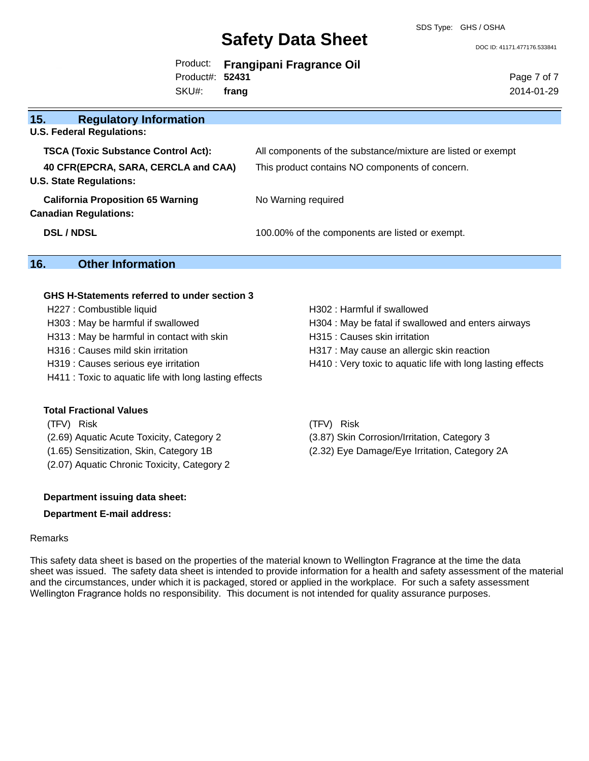## 15. Regulatory Information

**U.S. Federal Regulations:**

| | |
|---|---|
| **TSCA (Toxic Substance Control Act):** | All components of the substance/mixture are listed or exempt |
| **40 CFR(EPCRA, SARA, CERCLA and CAA)** | This product contains NO components of concern. |

**U.S. State Regulations:**

| | |
|---|---|
| **California Proposition 65 Warning** | No Warning required |

**Canadian Regulations:**

| | |
|---|---|
| **DSL / NDSL** | 100.00% of the components are listed or exempt. |

## 16. Other Information

**GHS H-Statements referred to under section 3**

H227 : Combustible liquid
H303 : May be harmful if swallowed
H313 : May be harmful in contact with skin
H316 : Causes mild skin irritation
H319 : Causes serious eye irritation
H411 : Toxic to aquatic life with long lasting effects
H302 : Harmful if swallowed
H304 : May be fatal if swallowed and enters airways
H315 : Causes skin irritation
H317 : May cause an allergic skin reaction
H410 : Very toxic to aquatic life with long lasting effects

**Total Fractional Values**

(TFV) Risk
(2.69) Aquatic Acute Toxicity, Category 2
(1.65) Sensitization, Skin, Category 1B
(2.07) Aquatic Chronic Toxicity, Category 2

(TFV) Risk
(3.87) Skin Corrosion/Irritation, Category 3
(2.32) Eye Damage/Eye Irritation, Category 2A

**Department issuing data sheet:**

**Department E-mail address:**

Remarks

This safety data sheet is based on the properties of the material known to Wellington Fragrance at the time the data sheet was issued. The safety data sheet is intended to provide information for a health and safety assessment of the material and the circumstances, under which it is packaged, stored or applied in the workplace. For such a safety assessment Wellington Fragrance holds no responsibility. This document is not intended for quality assurance purposes.